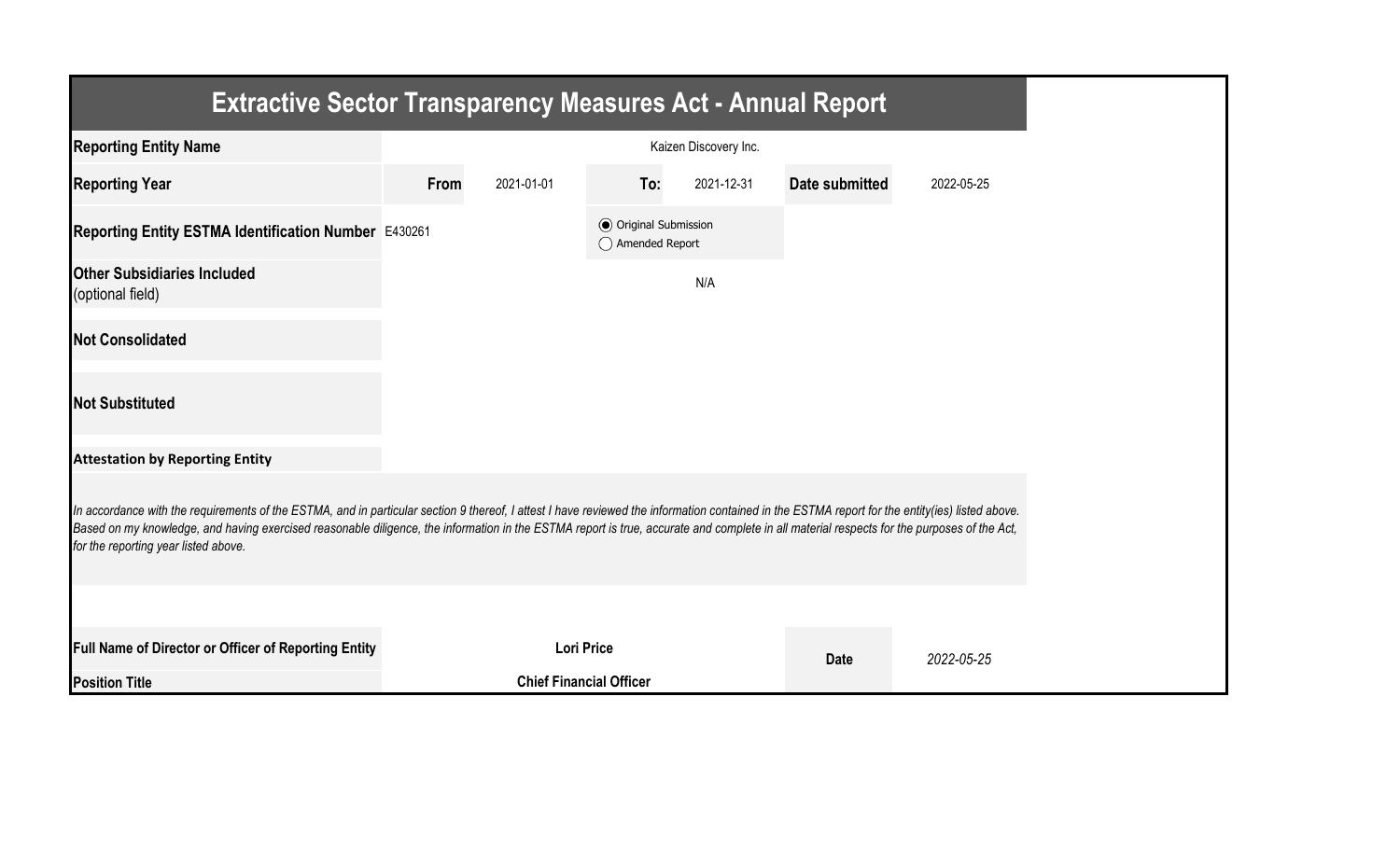# Extractive Sector Transparency Measures Act - Annual Report

| | | | | | | |
|---|---|---|---|---|---|---|
| **Reporting Entity Name** | Kaizen Discovery Inc. | | | | | |
| **Reporting Year** | **From** | 2021-01-01 | **To:** | 2021-12-31 | **Date submitted** | 2022-05-25 |
| **Reporting Entity ESTMA Identification Number** | E430261 | | (●) Original Submission<br>( ) Amended Report | | | |
| **Other Subsidiaries Included** (optional field) | N/A | | | | | |
| **Not Consolidated** | | | | | | |
| **Not Substituted** | | | | | | |

**Attestation by Reporting Entity**

*In accordance with the requirements of the ESTMA, and in particular section 9 thereof, I attest I have reviewed the information contained in the ESTMA report for the entity(ies) listed above. Based on my knowledge, and having exercised reasonable diligence, the information in the ESTMA report is true, accurate and complete in all material respects for the purposes of the Act, for the reporting year listed above.*

| | | | |
|---|---|---|---|
| **Full Name of Director or Officer of Reporting Entity** | **Lori Price** | **Date** | *2022-05-25* |
| **Position Title** | **Chief Financial Officer** | | |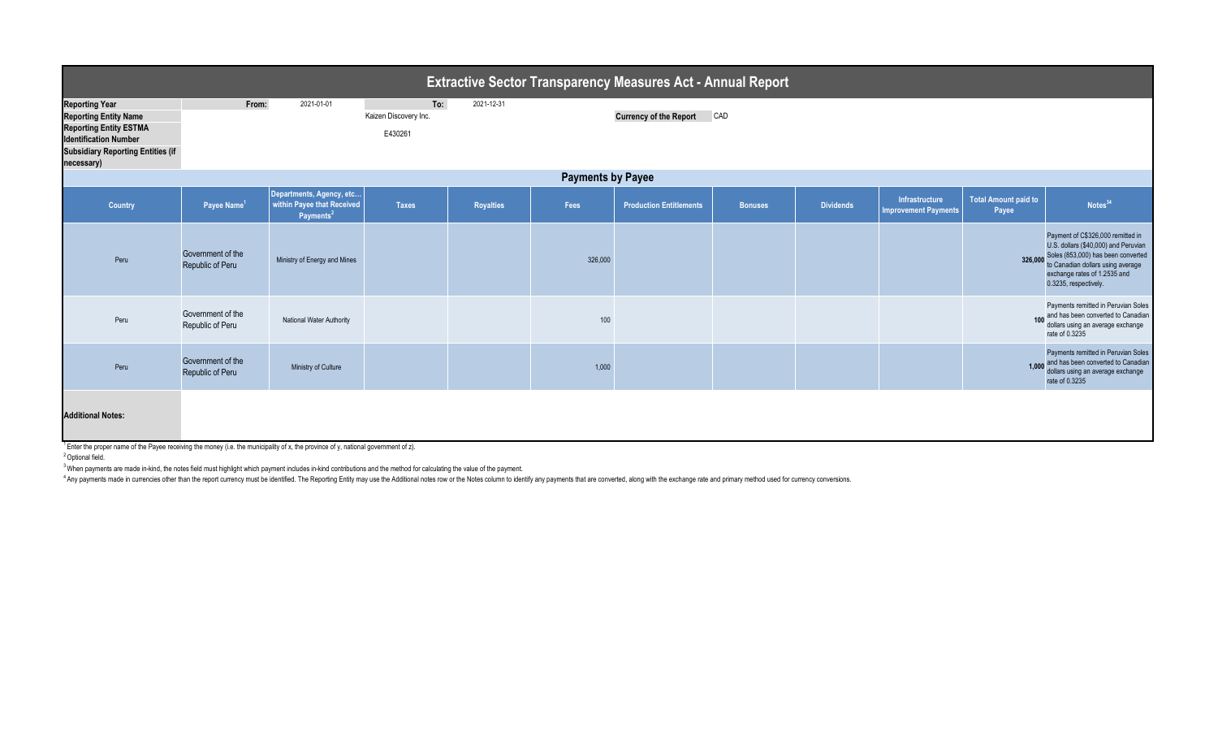# Extractive Sector Transparency Measures Act - Annual Report

| | | | | |
|---|---|---|---|---|
| **Reporting Year** | From: | 2021-01-01 | To: | 2021-12-31 |
| **Reporting Entity Name** | | Kaizen Discovery Inc. | | |
| **Reporting Entity ESTMA Identification Number** | | E430261 | | |
| **Subsidiary Reporting Entities (if necessary)** | | | | |

**Currency of the Report** CAD

## Payments by Payee

| Country | Payee Name[1] | Departments, Agency, etc... within Payee that Received Payments[2] | Taxes | Royalties | Fees | Production Entitlements | Bonuses | Dividends | Infrastructure Improvement Payments | Total Amount paid to Payee | Notes[34] |
|---|---|---|---|---|---|---|---|---|---|---|---|
| Peru | Government of the Republic of Peru | Ministry of Energy and Mines | | | 326,000 | | | | | 326,000 | Payment of C$326,000 remitted in U.S. dollars ($40,000) and Peruvian Soles (853,000) has been converted to Canadian dollars using average exchange rates of 1.2535 and 0.3235, respectively. |
| Peru | Government of the Republic of Peru | National Water Authority | | | 100 | | | | | 100 | Payments remitted in Peruvian Soles and has been converted to Canadian dollars using an average exchange rate of 0.3235 |
| Peru | Government of the Republic of Peru | Ministry of Culture | | | 1,000 | | | | | 1,000 | Payments remitted in Peruvian Soles and has been converted to Canadian dollars using an average exchange rate of 0.3235 |

**Additional Notes:**

[1] Enter the proper name of the Payee receiving the money (i.e. the municipality of x, the province of y, national government of z).

[2] Optional field.

[3] When payments are made in-kind, the notes field must highlight which payment includes in-kind contributions and the method for calculating the value of the payment.

[4] Any payments made in currencies other than the report currency must be identified. The Reporting Entity may use the Additional notes row or the Notes column to identify any payments that are converted, along with the exchange rate and primary method used for currency conversions.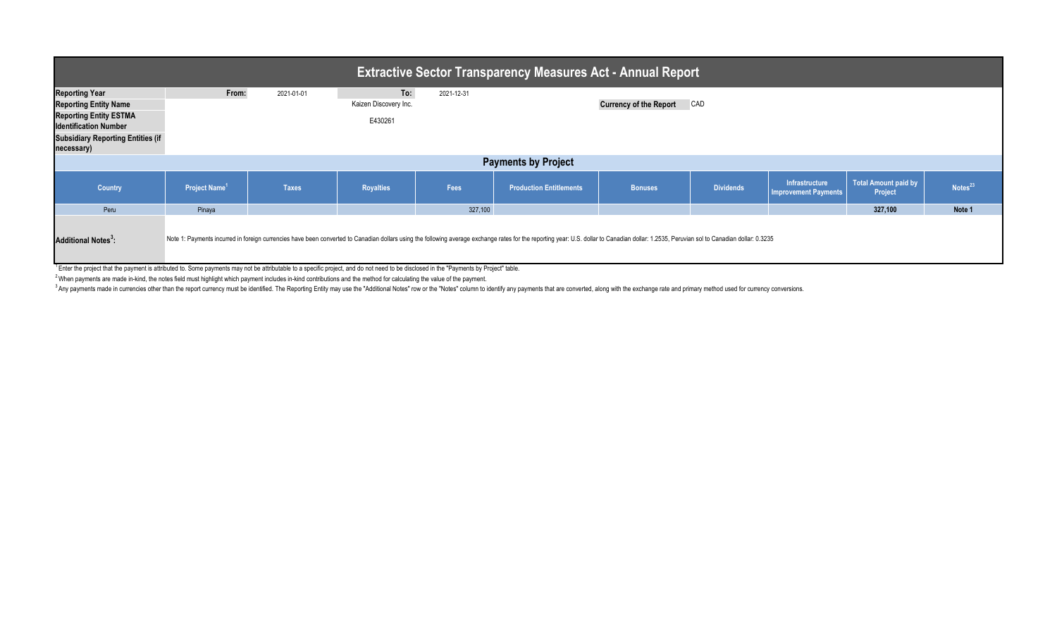# Extractive Sector Transparency Measures Act - Annual Report

| | | | | |
|---|---|---|---|---|
| **Reporting Year** | From: | 2021-01-01 | To: | 2021-12-31 |
| **Reporting Entity Name** | | Kaizen Discovery Inc. | | |
| **Reporting Entity ESTMA Identification Number** | | E430261 | | |
| **Subsidiary Reporting Entities (if necessary)** | | | | |

**Currency of the Report** CAD

## Payments by Project

| Country | Project Name[1] | Taxes | Royalties | Fees | Production Entitlements | Bonuses | Dividends | Infrastructure Improvement Payments | Total Amount paid by Project | Notes[23] |
|---|---|---|---|---|---|---|---|---|---|---|
| Peru | Pinaya | | | 327,100 | | | | | **327,100** | **Note 1** |

**Additional Notes[3]:** Note 1: Payments incurred in foreign currencies have been converted to Canadian dollars using the following average exchange rates for the reporting year: U.S. dollar to Canadian dollar: 1.2535, Peruvian sol to Canadian dollar: 0.3235

[1] Enter the project that the payment is attributed to. Some payments may not be attributable to a specific project, and do not need to be disclosed in the "Payments by Project" table.

[2] When payments are made in-kind, the notes field must highlight which payment includes in-kind contributions and the method for calculating the value of the payment.

[3] Any payments made in currencies other than the report currency must be identified. The Reporting Entity may use the "Additional Notes" row or the "Notes" column to identify any payments that are converted, along with the exchange rate and primary method used for currency conversions.